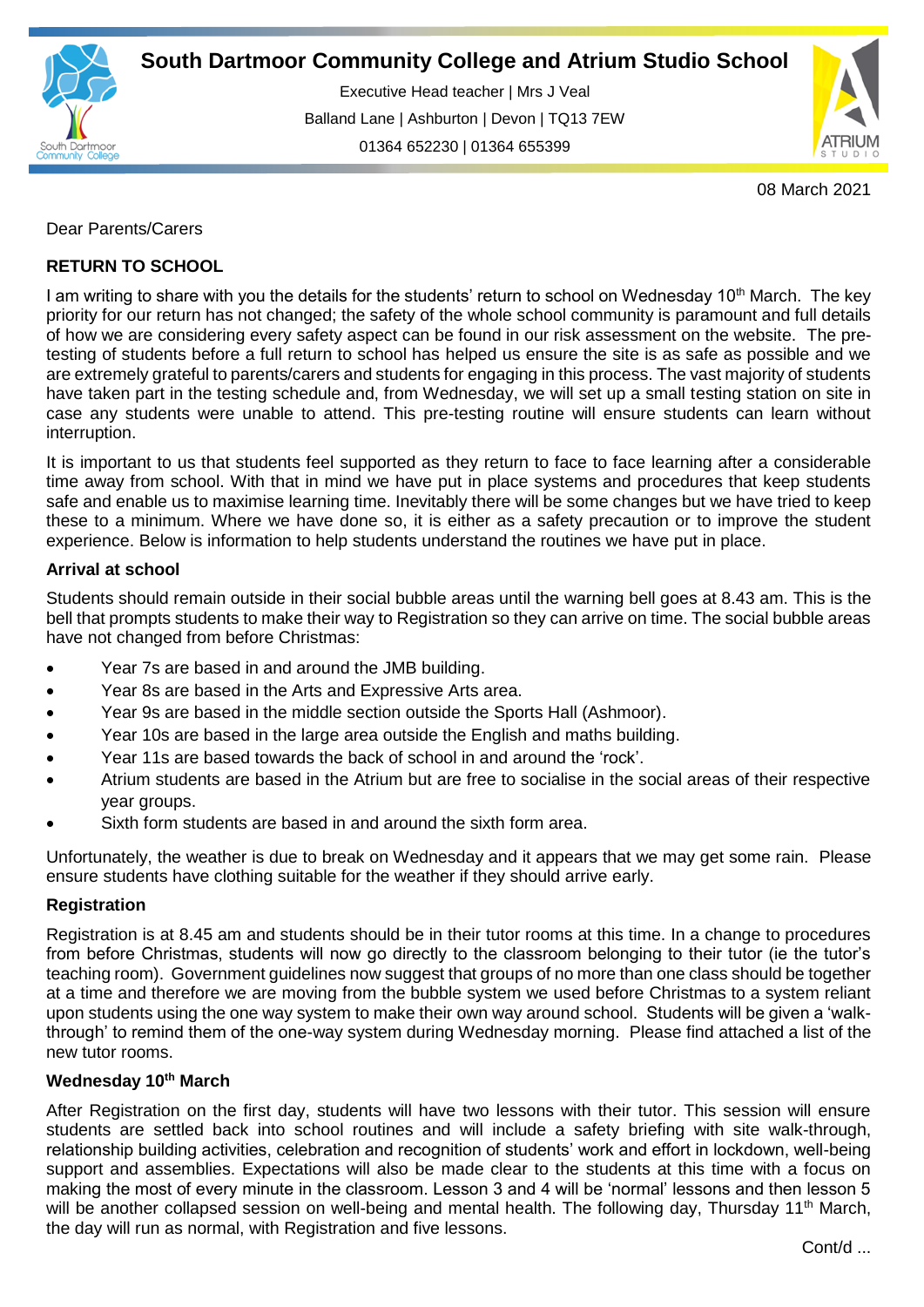# South Dartmoor Community College and Atrium Studio School

Executive Head teacher | Mrs J Veal

Balland Lane | Ashburton | Devon | TQ13 7EW

01364 652230 | 01364 655399

08 March 2021

Dear Parents/Carers

**RETURN TO SCHOOL**

I am writing to share with you the details for the students' return to school on Wednesday 10th March. The key priority for our return has not changed; the safety of the whole school community is paramount and full details of how we are considering every safety aspect can be found in our risk assessment on the website. The pre-testing of students before a full return to school has helped us ensure the site is as safe as possible and we are extremely grateful to parents/carers and students for engaging in this process. The vast majority of students have taken part in the testing schedule and, from Wednesday, we will set up a small testing station on site in case any students were unable to attend. This pre-testing routine will ensure students can learn without interruption.

It is important to us that students feel supported as they return to face to face learning after a considerable time away from school. With that in mind we have put in place systems and procedures that keep students safe and enable us to maximise learning time. Inevitably there will be some changes but we have tried to keep these to a minimum. Where we have done so, it is either as a safety precaution or to improve the student experience. Below is information to help students understand the routines we have put in place.

**Arrival at school**

Students should remain outside in their social bubble areas until the warning bell goes at 8.43 am. This is the bell that prompts students to make their way to Registration so they can arrive on time. The social bubble areas have not changed from before Christmas:

- Year 7s are based in and around the JMB building.
- Year 8s are based in the Arts and Expressive Arts area.
- Year 9s are based in the middle section outside the Sports Hall (Ashmoor).
- Year 10s are based in the large area outside the English and maths building.
- Year 11s are based towards the back of school in and around the 'rock'.
- Atrium students are based in the Atrium but are free to socialise in the social areas of their respective year groups.
- Sixth form students are based in and around the sixth form area.

Unfortunately, the weather is due to break on Wednesday and it appears that we may get some rain. Please ensure students have clothing suitable for the weather if they should arrive early.

**Registration**

Registration is at 8.45 am and students should be in their tutor rooms at this time. In a change to procedures from before Christmas, students will now go directly to the classroom belonging to their tutor (ie the tutor's teaching room). Government guidelines now suggest that groups of no more than one class should be together at a time and therefore we are moving from the bubble system we used before Christmas to a system reliant upon students using the one way system to make their own way around school. Students will be given a 'walk-through' to remind them of the one-way system during Wednesday morning. Please find attached a list of the new tutor rooms.

**Wednesday 10th March**

After Registration on the first day, students will have two lessons with their tutor. This session will ensure students are settled back into school routines and will include a safety briefing with site walk-through, relationship building activities, celebration and recognition of students' work and effort in lockdown, well-being support and assemblies. Expectations will also be made clear to the students at this time with a focus on making the most of every minute in the classroom. Lesson 3 and 4 will be 'normal' lessons and then lesson 5 will be another collapsed session on well-being and mental health. The following day, Thursday 11th March, the day will run as normal, with Registration and five lessons.

Cont/d ...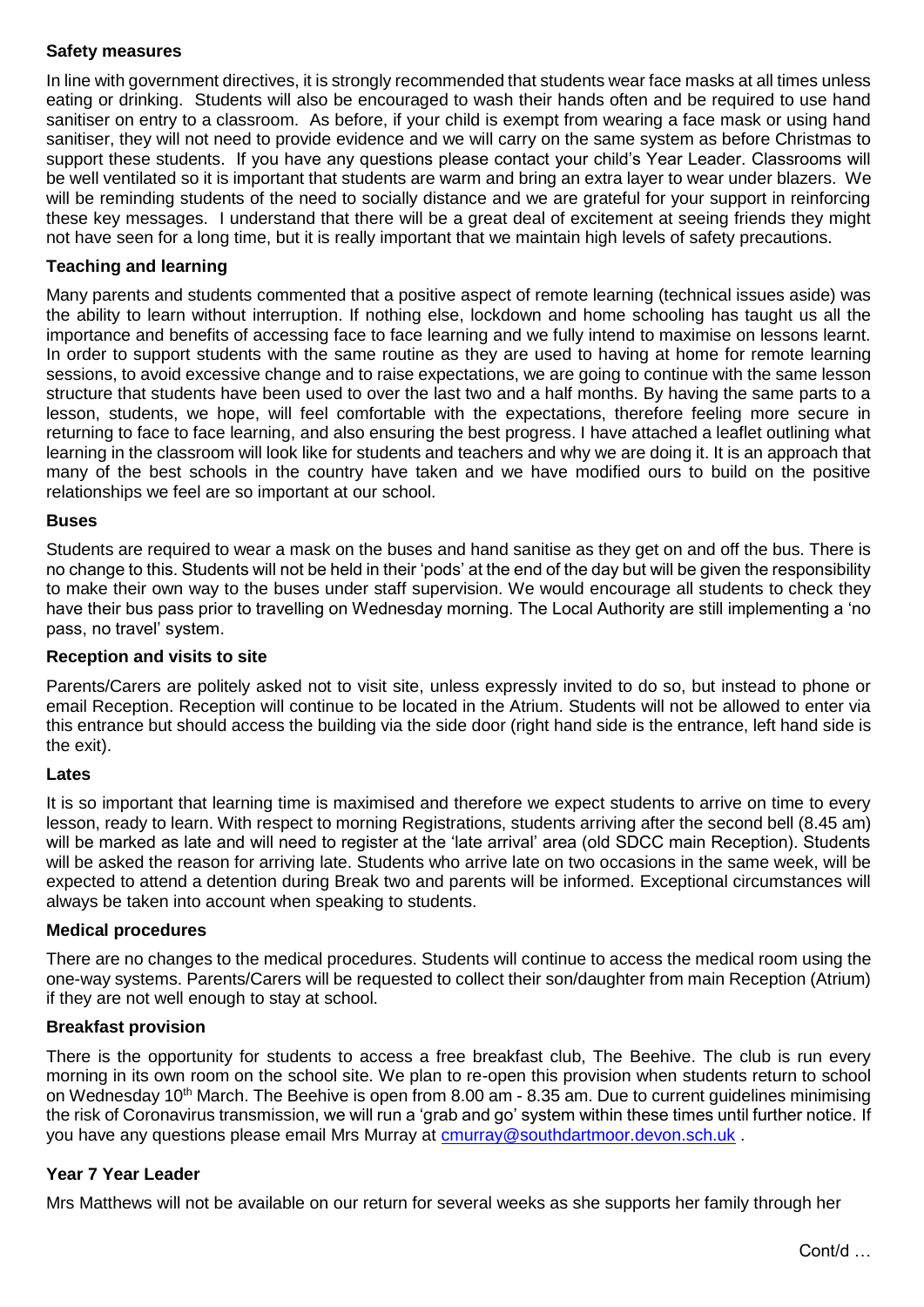**Safety measures**

In line with government directives, it is strongly recommended that students wear face masks at all times unless eating or drinking. Students will also be encouraged to wash their hands often and be required to use hand sanitiser on entry to a classroom. As before, if your child is exempt from wearing a face mask or using hand sanitiser, they will not need to provide evidence and we will carry on the same system as before Christmas to support these students. If you have any questions please contact your child's Year Leader. Classrooms will be well ventilated so it is important that students are warm and bring an extra layer to wear under blazers. We will be reminding students of the need to socially distance and we are grateful for your support in reinforcing these key messages. I understand that there will be a great deal of excitement at seeing friends they might not have seen for a long time, but it is really important that we maintain high levels of safety precautions.

**Teaching and learning**

Many parents and students commented that a positive aspect of remote learning (technical issues aside) was the ability to learn without interruption. If nothing else, lockdown and home schooling has taught us all the importance and benefits of accessing face to face learning and we fully intend to maximise on lessons learnt. In order to support students with the same routine as they are used to having at home for remote learning sessions, to avoid excessive change and to raise expectations, we are going to continue with the same lesson structure that students have been used to over the last two and a half months. By having the same parts to a lesson, students, we hope, will feel comfortable with the expectations, therefore feeling more secure in returning to face to face learning, and also ensuring the best progress. I have attached a leaflet outlining what learning in the classroom will look like for students and teachers and why we are doing it. It is an approach that many of the best schools in the country have taken and we have modified ours to build on the positive relationships we feel are so important at our school.

**Buses**

Students are required to wear a mask on the buses and hand sanitise as they get on and off the bus. There is no change to this. Students will not be held in their 'pods' at the end of the day but will be given the responsibility to make their own way to the buses under staff supervision. We would encourage all students to check they have their bus pass prior to travelling on Wednesday morning. The Local Authority are still implementing a 'no pass, no travel' system.

**Reception and visits to site**

Parents/Carers are politely asked not to visit site, unless expressly invited to do so, but instead to phone or email Reception. Reception will continue to be located in the Atrium. Students will not be allowed to enter via this entrance but should access the building via the side door (right hand side is the entrance, left hand side is the exit).

**Lates**

It is so important that learning time is maximised and therefore we expect students to arrive on time to every lesson, ready to learn. With respect to morning Registrations, students arriving after the second bell (8.45 am) will be marked as late and will need to register at the 'late arrival' area (old SDCC main Reception). Students will be asked the reason for arriving late. Students who arrive late on two occasions in the same week, will be expected to attend a detention during Break two and parents will be informed. Exceptional circumstances will always be taken into account when speaking to students.

**Medical procedures**

There are no changes to the medical procedures. Students will continue to access the medical room using the one-way systems. Parents/Carers will be requested to collect their son/daughter from main Reception (Atrium) if they are not well enough to stay at school.

**Breakfast provision**

There is the opportunity for students to access a free breakfast club, The Beehive. The club is run every morning in its own room on the school site. We plan to re-open this provision when students return to school on Wednesday 10th March. The Beehive is open from 8.00 am - 8.35 am. Due to current guidelines minimising the risk of Coronavirus transmission, we will run a 'grab and go' system within these times until further notice. If you have any questions please email Mrs Murray at cmurray@southdartmoor.devon.sch.uk .

**Year 7 Year Leader**

Mrs Matthews will not be available on our return for several weeks as she supports her family through her

Cont/d …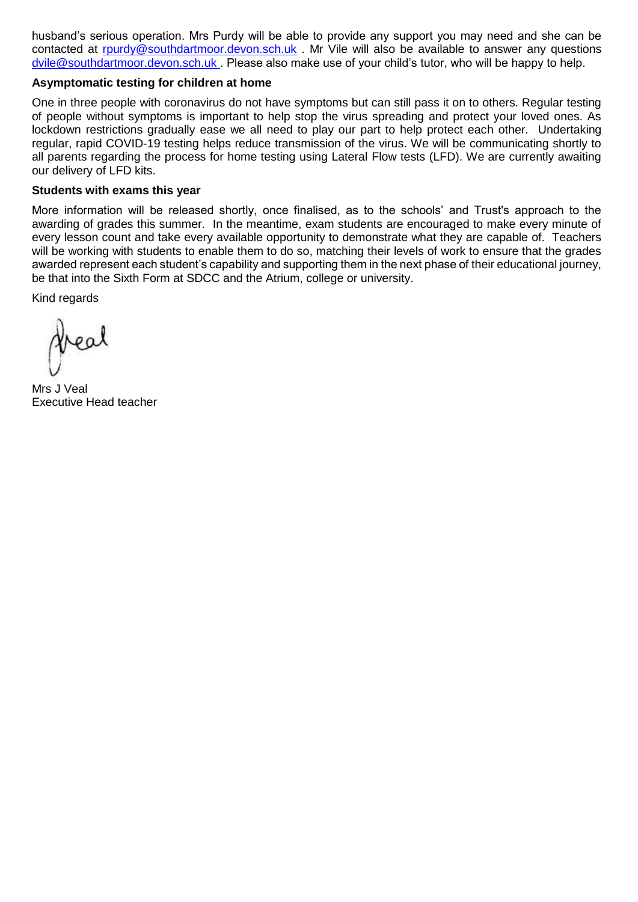husband's serious operation. Mrs Purdy will be able to provide any support you may need and she can be contacted at rpurdy@southdartmoor.devon.sch.uk . Mr Vile will also be available to answer any questions dvile@southdartmoor.devon.sch.uk . Please also make use of your child's tutor, who will be happy to help.

**Asymptomatic testing for children at home**

One in three people with coronavirus do not have symptoms but can still pass it on to others. Regular testing of people without symptoms is important to help stop the virus spreading and protect your loved ones. As lockdown restrictions gradually ease we all need to play our part to help protect each other. Undertaking regular, rapid COVID-19 testing helps reduce transmission of the virus. We will be communicating shortly to all parents regarding the process for home testing using Lateral Flow tests (LFD). We are currently awaiting our delivery of LFD kits.

**Students with exams this year**

More information will be released shortly, once finalised, as to the schools' and Trust's approach to the awarding of grades this summer. In the meantime, exam students are encouraged to make every minute of every lesson count and take every available opportunity to demonstrate what they are capable of. Teachers will be working with students to enable them to do so, matching their levels of work to ensure that the grades awarded represent each student's capability and supporting them in the next phase of their educational journey, be that into the Sixth Form at SDCC and the Atrium, college or university.

Kind regards

Mrs J Veal
Executive Head teacher